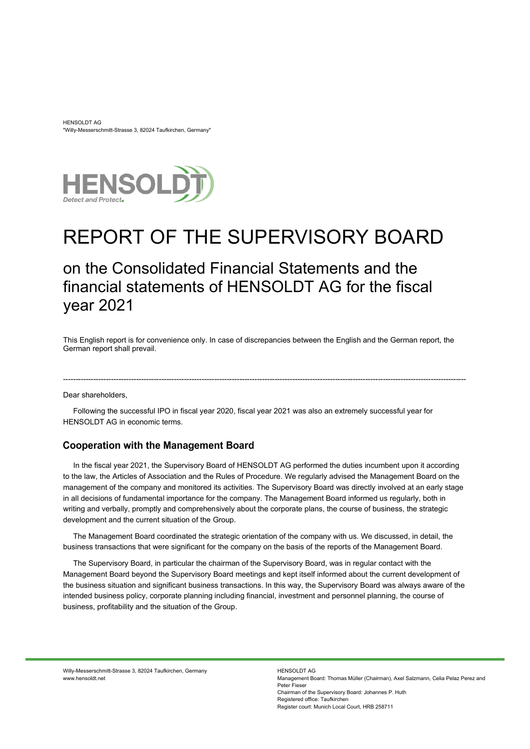HENSOLDT AG
"Willy-Messerschmitt-Strasse 3, 82024 Taufkirchen, Germany"

# REPORT OF THE SUPERVISORY BOARD

## on the Consolidated Financial Statements and the financial statements of HENSOLDT AG for the fiscal year 2021

This English report is for convenience only. In case of discrepancies between the English and the German report, the German report shall prevail.

---

Dear shareholders,

Following the successful IPO in fiscal year 2020, fiscal year 2021 was also an extremely successful year for HENSOLDT AG in economic terms.

### Cooperation with the Management Board

In the fiscal year 2021, the Supervisory Board of HENSOLDT AG performed the duties incumbent upon it according to the law, the Articles of Association and the Rules of Procedure. We regularly advised the Management Board on the management of the company and monitored its activities. The Supervisory Board was directly involved at an early stage in all decisions of fundamental importance for the company. The Management Board informed us regularly, both in writing and verbally, promptly and comprehensively about the corporate plans, the course of business, the strategic development and the current situation of the Group.

The Management Board coordinated the strategic orientation of the company with us. We discussed, in detail, the business transactions that were significant for the company on the basis of the reports of the Management Board.

The Supervisory Board, in particular the chairman of the Supervisory Board, was in regular contact with the Management Board beyond the Supervisory Board meetings and kept itself informed about the current development of the business situation and significant business transactions. In this way, the Supervisory Board was always aware of the intended business policy, corporate planning including financial, investment and personnel planning, the course of business, profitability and the situation of the Group.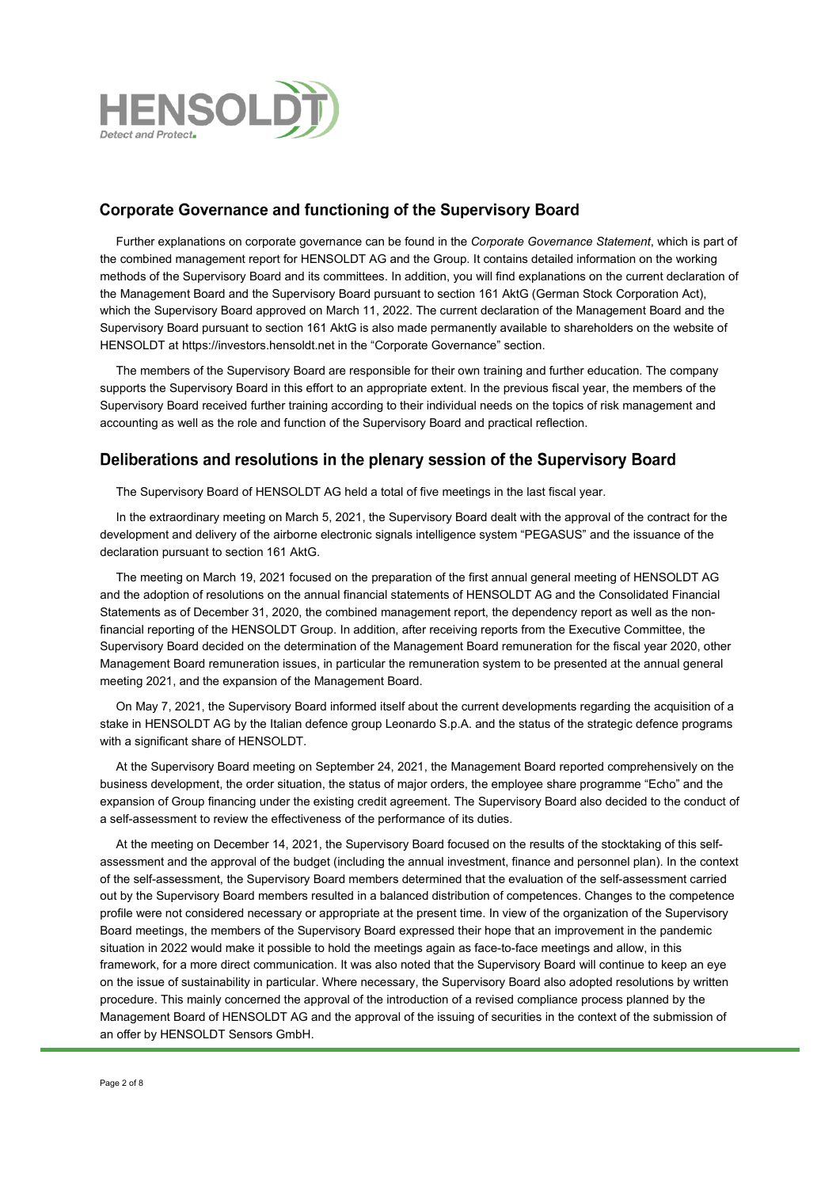## Corporate Governance and functioning of the Supervisory Board

Further explanations on corporate governance can be found in the *Corporate Governance Statement*, which is part of the combined management report for HENSOLDT AG and the Group. It contains detailed information on the working methods of the Supervisory Board and its committees. In addition, you will find explanations on the current declaration of the Management Board and the Supervisory Board pursuant to section 161 AktG (German Stock Corporation Act), which the Supervisory Board approved on March 11, 2022. The current declaration of the Management Board and the Supervisory Board pursuant to section 161 AktG is also made permanently available to shareholders on the website of HENSOLDT at https://investors.hensoldt.net in the "Corporate Governance" section.

The members of the Supervisory Board are responsible for their own training and further education. The company supports the Supervisory Board in this effort to an appropriate extent. In the previous fiscal year, the members of the Supervisory Board received further training according to their individual needs on the topics of risk management and accounting as well as the role and function of the Supervisory Board and practical reflection.

## Deliberations and resolutions in the plenary session of the Supervisory Board

The Supervisory Board of HENSOLDT AG held a total of five meetings in the last fiscal year.

In the extraordinary meeting on March 5, 2021, the Supervisory Board dealt with the approval of the contract for the development and delivery of the airborne electronic signals intelligence system "PEGASUS" and the issuance of the declaration pursuant to section 161 AktG.

The meeting on March 19, 2021 focused on the preparation of the first annual general meeting of HENSOLDT AG and the adoption of resolutions on the annual financial statements of HENSOLDT AG and the Consolidated Financial Statements as of December 31, 2020, the combined management report, the dependency report as well as the non-financial reporting of the HENSOLDT Group. In addition, after receiving reports from the Executive Committee, the Supervisory Board decided on the determination of the Management Board remuneration for the fiscal year 2020, other Management Board remuneration issues, in particular the remuneration system to be presented at the annual general meeting 2021, and the expansion of the Management Board.

On May 7, 2021, the Supervisory Board informed itself about the current developments regarding the acquisition of a stake in HENSOLDT AG by the Italian defence group Leonardo S.p.A. and the status of the strategic defence programs with a significant share of HENSOLDT.

At the Supervisory Board meeting on September 24, 2021, the Management Board reported comprehensively on the business development, the order situation, the status of major orders, the employee share programme "Echo" and the expansion of Group financing under the existing credit agreement. The Supervisory Board also decided to the conduct of a self-assessment to review the effectiveness of the performance of its duties.

At the meeting on December 14, 2021, the Supervisory Board focused on the results of the stocktaking of this self-assessment and the approval of the budget (including the annual investment, finance and personnel plan). In the context of the self-assessment, the Supervisory Board members determined that the evaluation of the self-assessment carried out by the Supervisory Board members resulted in a balanced distribution of competences. Changes to the competence profile were not considered necessary or appropriate at the present time. In view of the organization of the Supervisory Board meetings, the members of the Supervisory Board expressed their hope that an improvement in the pandemic situation in 2022 would make it possible to hold the meetings again as face-to-face meetings and allow, in this framework, for a more direct communication. It was also noted that the Supervisory Board will continue to keep an eye on the issue of sustainability in particular. Where necessary, the Supervisory Board also adopted resolutions by written procedure. This mainly concerned the approval of the introduction of a revised compliance process planned by the Management Board of HENSOLDT AG and the approval of the issuing of securities in the context of the submission of an offer by HENSOLDT Sensors GmbH.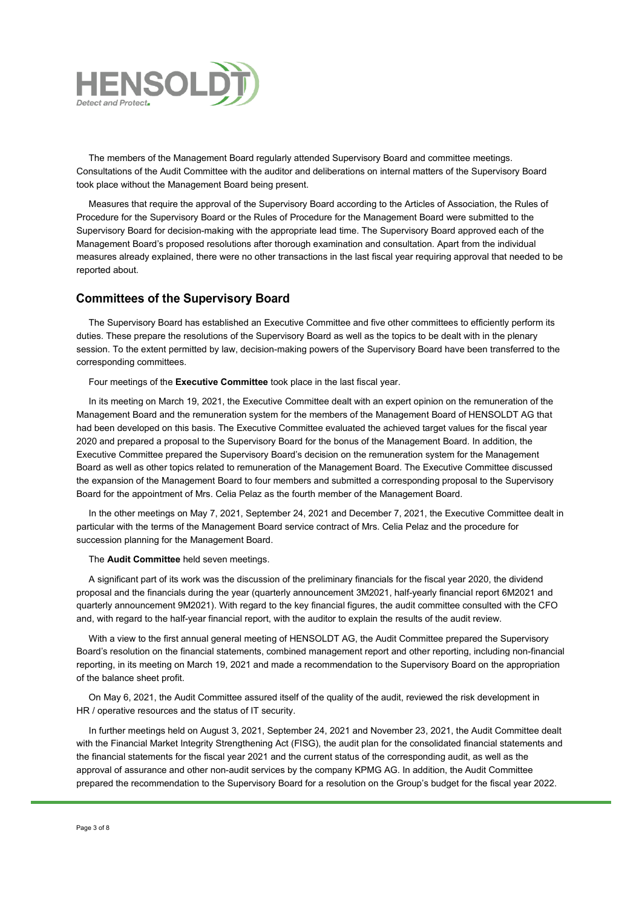The members of the Management Board regularly attended Supervisory Board and committee meetings. Consultations of the Audit Committee with the auditor and deliberations on internal matters of the Supervisory Board took place without the Management Board being present.

Measures that require the approval of the Supervisory Board according to the Articles of Association, the Rules of Procedure for the Supervisory Board or the Rules of Procedure for the Management Board were submitted to the Supervisory Board for decision-making with the appropriate lead time. The Supervisory Board approved each of the Management Board's proposed resolutions after thorough examination and consultation. Apart from the individual measures already explained, there were no other transactions in the last fiscal year requiring approval that needed to be reported about.

## Committees of the Supervisory Board

The Supervisory Board has established an Executive Committee and five other committees to efficiently perform its duties. These prepare the resolutions of the Supervisory Board as well as the topics to be dealt with in the plenary session. To the extent permitted by law, decision-making powers of the Supervisory Board have been transferred to the corresponding committees.

Four meetings of the **Executive Committee** took place in the last fiscal year.

In its meeting on March 19, 2021, the Executive Committee dealt with an expert opinion on the remuneration of the Management Board and the remuneration system for the members of the Management Board of HENSOLDT AG that had been developed on this basis. The Executive Committee evaluated the achieved target values for the fiscal year 2020 and prepared a proposal to the Supervisory Board for the bonus of the Management Board. In addition, the Executive Committee prepared the Supervisory Board's decision on the remuneration system for the Management Board as well as other topics related to remuneration of the Management Board. The Executive Committee discussed the expansion of the Management Board to four members and submitted a corresponding proposal to the Supervisory Board for the appointment of Mrs. Celia Pelaz as the fourth member of the Management Board.

In the other meetings on May 7, 2021, September 24, 2021 and December 7, 2021, the Executive Committee dealt in particular with the terms of the Management Board service contract of Mrs. Celia Pelaz and the procedure for succession planning for the Management Board.

The **Audit Committee** held seven meetings.

A significant part of its work was the discussion of the preliminary financials for the fiscal year 2020, the dividend proposal and the financials during the year (quarterly announcement 3M2021, half-yearly financial report 6M2021 and quarterly announcement 9M2021). With regard to the key financial figures, the audit committee consulted with the CFO and, with regard to the half-year financial report, with the auditor to explain the results of the audit review.

With a view to the first annual general meeting of HENSOLDT AG, the Audit Committee prepared the Supervisory Board's resolution on the financial statements, combined management report and other reporting, including non-financial reporting, in its meeting on March 19, 2021 and made a recommendation to the Supervisory Board on the appropriation of the balance sheet profit.

On May 6, 2021, the Audit Committee assured itself of the quality of the audit, reviewed the risk development in HR / operative resources and the status of IT security.

In further meetings held on August 3, 2021, September 24, 2021 and November 23, 2021, the Audit Committee dealt with the Financial Market Integrity Strengthening Act (FISG), the audit plan for the consolidated financial statements and the financial statements for the fiscal year 2021 and the current status of the corresponding audit, as well as the approval of assurance and other non-audit services by the company KPMG AG. In addition, the Audit Committee prepared the recommendation to the Supervisory Board for a resolution on the Group's budget for the fiscal year 2022.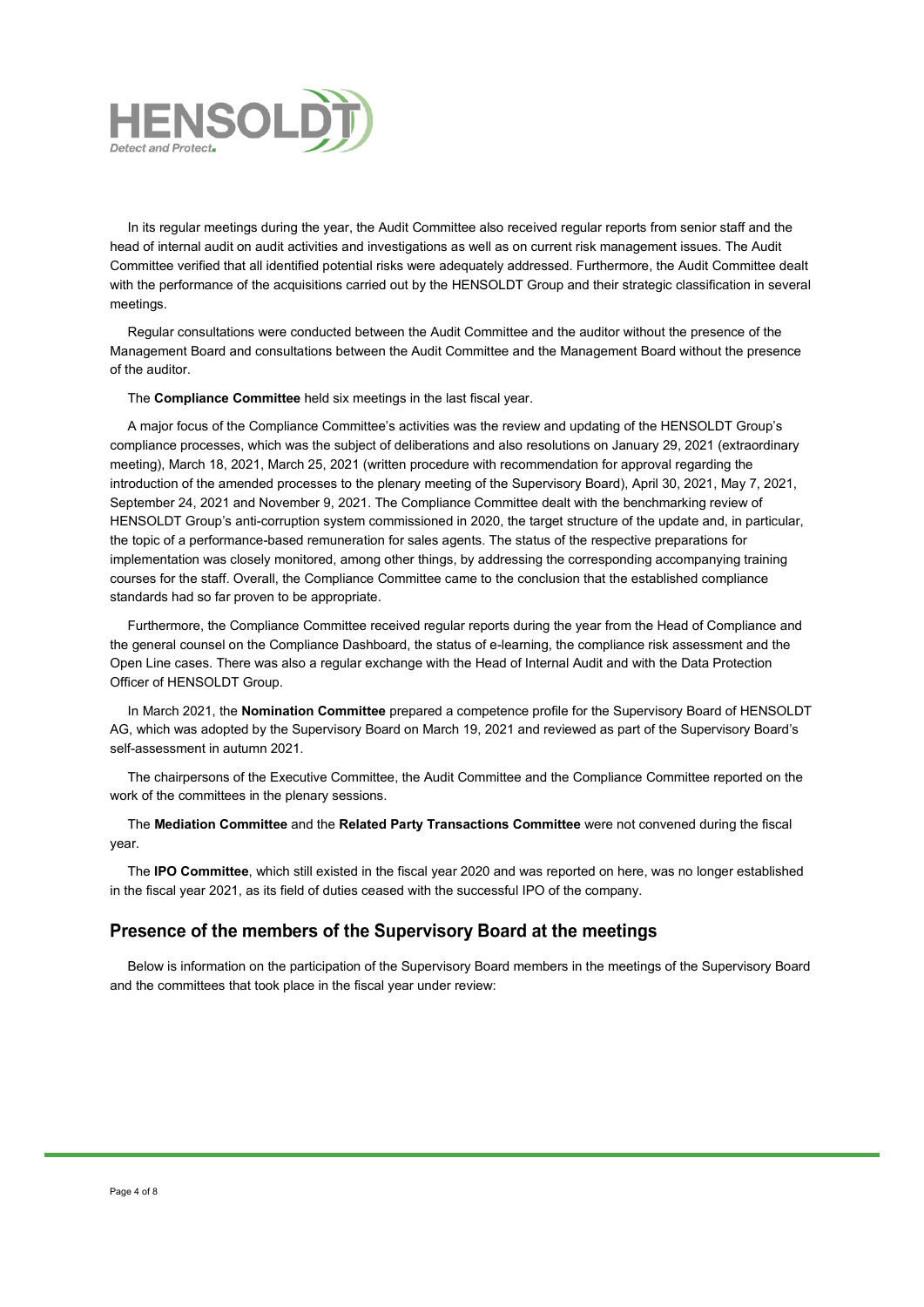In its regular meetings during the year, the Audit Committee also received regular reports from senior staff and the head of internal audit on audit activities and investigations as well as on current risk management issues. The Audit Committee verified that all identified potential risks were adequately addressed. Furthermore, the Audit Committee dealt with the performance of the acquisitions carried out by the HENSOLDT Group and their strategic classification in several meetings.

Regular consultations were conducted between the Audit Committee and the auditor without the presence of the Management Board and consultations between the Audit Committee and the Management Board without the presence of the auditor.

The **Compliance Committee** held six meetings in the last fiscal year.

A major focus of the Compliance Committee's activities was the review and updating of the HENSOLDT Group's compliance processes, which was the subject of deliberations and also resolutions on January 29, 2021 (extraordinary meeting), March 18, 2021, March 25, 2021 (written procedure with recommendation for approval regarding the introduction of the amended processes to the plenary meeting of the Supervisory Board), April 30, 2021, May 7, 2021, September 24, 2021 and November 9, 2021. The Compliance Committee dealt with the benchmarking review of HENSOLDT Group's anti-corruption system commissioned in 2020, the target structure of the update and, in particular, the topic of a performance-based remuneration for sales agents. The status of the respective preparations for implementation was closely monitored, among other things, by addressing the corresponding accompanying training courses for the staff. Overall, the Compliance Committee came to the conclusion that the established compliance standards had so far proven to be appropriate.

Furthermore, the Compliance Committee received regular reports during the year from the Head of Compliance and the general counsel on the Compliance Dashboard, the status of e-learning, the compliance risk assessment and the Open Line cases. There was also a regular exchange with the Head of Internal Audit and with the Data Protection Officer of HENSOLDT Group.

In March 2021, the **Nomination Committee** prepared a competence profile for the Supervisory Board of HENSOLDT AG, which was adopted by the Supervisory Board on March 19, 2021 and reviewed as part of the Supervisory Board's self-assessment in autumn 2021.

The chairpersons of the Executive Committee, the Audit Committee and the Compliance Committee reported on the work of the committees in the plenary sessions.

The **Mediation Committee** and the **Related Party Transactions Committee** were not convened during the fiscal year.

The **IPO Committee**, which still existed in the fiscal year 2020 and was reported on here, was no longer established in the fiscal year 2021, as its field of duties ceased with the successful IPO of the company.

## Presence of the members of the Supervisory Board at the meetings

Below is information on the participation of the Supervisory Board members in the meetings of the Supervisory Board and the committees that took place in the fiscal year under review: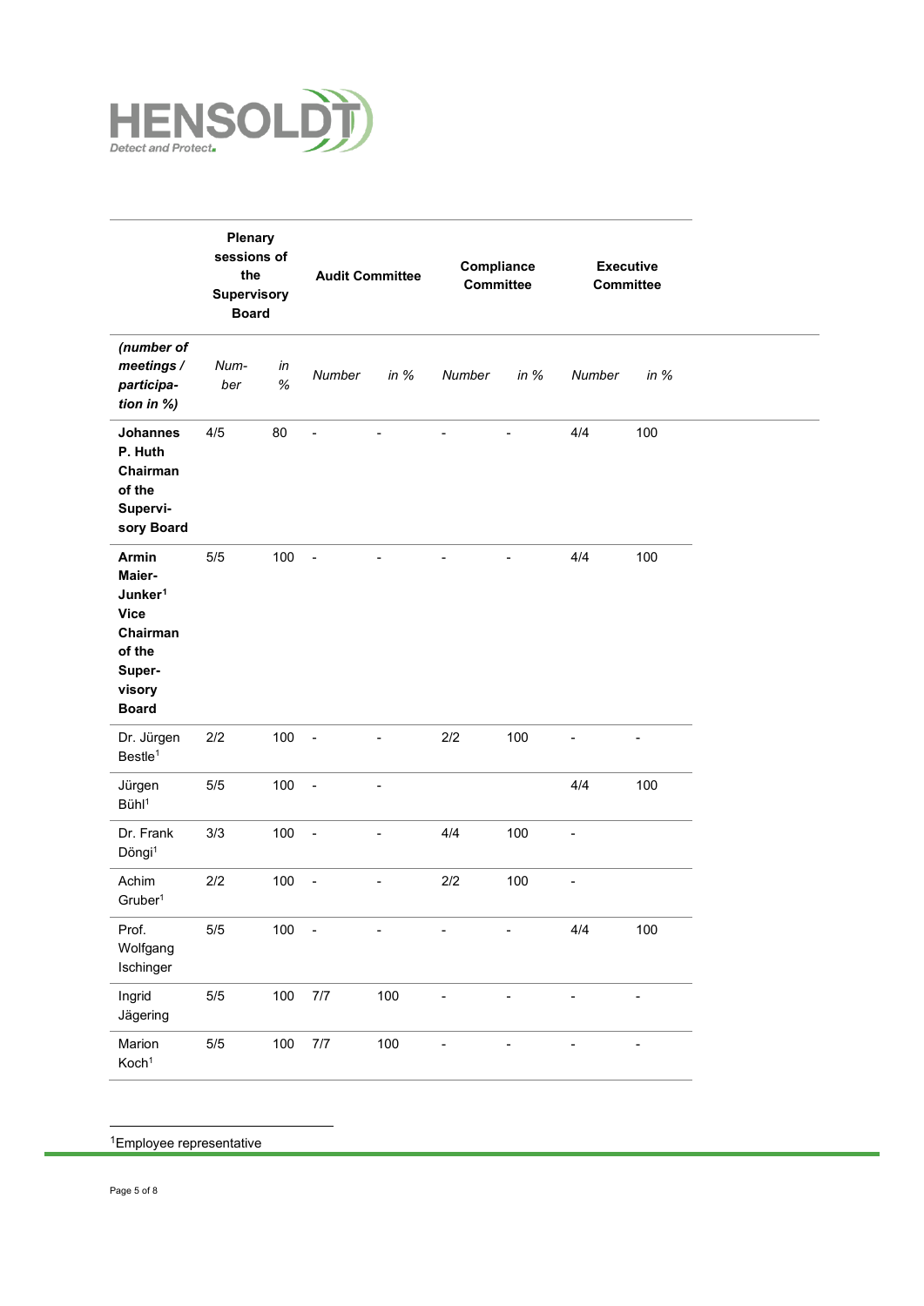| | Plenary sessions of the Supervisory Board | | Audit Committee | | Compliance Committee | | Executive Committee | |
|---|---|---|---|---|---|---|---|---|
| ***(number of meetings / participation in %)*** | *Number* | *in %* | *Number* | *in %* | *Number* | *in %* | *Number* | *in %* |
| **Johannes P. Huth Chairman of the Supervisory Board** | 4/5 | 80 | - | - | - | - | 4/4 | 100 |
| **Armin Maier-Junker[1] Vice Chairman of the Supervisory Board** | 5/5 | 100 | - | - | - | - | 4/4 | 100 |
| Dr. Jürgen Bestle[1] | 2/2 | 100 | - | - | 2/2 | 100 | - | - |
| Jürgen Bühl[1] | 5/5 | 100 | - | - | | | 4/4 | 100 |
| Dr. Frank Döngi[1] | 3/3 | 100 | - | - | 4/4 | 100 | - | |
| Achim Gruber[1] | 2/2 | 100 | - | - | 2/2 | 100 | - | |
| Prof. Wolfgang Ischinger | 5/5 | 100 | - | - | - | - | 4/4 | 100 |
| Ingrid Jägering | 5/5 | 100 | 7/7 | 100 | - | - | - | - |
| Marion Koch[1] | 5/5 | 100 | 7/7 | 100 | - | - | - | - |

[1]Employee representative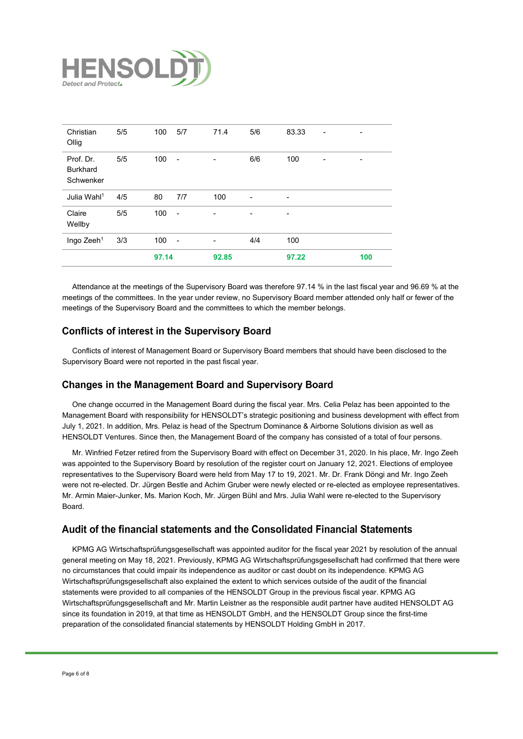| | | | | | | | | |
|---|---|---|---|---|---|---|---|---|
| Christian Ollig | 5/5 | 100 | 5/7 | 71.4 | 5/6 | 83.33 | - | - |
| Prof. Dr. Burkhard Schwenker | 5/5 | 100 | - | - | 6/6 | 100 | - | - |
| Julia Wahl[1] | 4/5 | 80 | 7/7 | 100 | - | - | | |
| Claire Wellby | 5/5 | 100 | - | - | - | - | | |
| Ingo Zeeh[1] | 3/3 | 100 | - | - | 4/4 | 100 | | |
| | | **97.14** | | **92.85** | | **97.22** | | **100** |

Attendance at the meetings of the Supervisory Board was therefore 97.14 % in the last fiscal year and 96.69 % at the meetings of the committees. In the year under review, no Supervisory Board member attended only half or fewer of the meetings of the Supervisory Board and the committees to which the member belongs.

## Conflicts of interest in the Supervisory Board

Conflicts of interest of Management Board or Supervisory Board members that should have been disclosed to the Supervisory Board were not reported in the past fiscal year.

## Changes in the Management Board and Supervisory Board

One change occurred in the Management Board during the fiscal year. Mrs. Celia Pelaz has been appointed to the Management Board with responsibility for HENSOLDT's strategic positioning and business development with effect from July 1, 2021. In addition, Mrs. Pelaz is head of the Spectrum Dominance & Airborne Solutions division as well as HENSOLDT Ventures. Since then, the Management Board of the company has consisted of a total of four persons.

Mr. Winfried Fetzer retired from the Supervisory Board with effect on December 31, 2020. In his place, Mr. Ingo Zeeh was appointed to the Supervisory Board by resolution of the register court on January 12, 2021. Elections of employee representatives to the Supervisory Board were held from May 17 to 19, 2021. Mr. Dr. Frank Döngi and Mr. Ingo Zeeh were not re-elected. Dr. Jürgen Bestle and Achim Gruber were newly elected or re-elected as employee representatives. Mr. Armin Maier-Junker, Ms. Marion Koch, Mr. Jürgen Bühl and Mrs. Julia Wahl were re-elected to the Supervisory Board.

## Audit of the financial statements and the Consolidated Financial Statements

KPMG AG Wirtschaftsprüfungsgesellschaft was appointed auditor for the fiscal year 2021 by resolution of the annual general meeting on May 18, 2021. Previously, KPMG AG Wirtschaftsprüfungsgesellschaft had confirmed that there were no circumstances that could impair its independence as auditor or cast doubt on its independence. KPMG AG Wirtschaftsprüfungsgesellschaft also explained the extent to which services outside of the audit of the financial statements were provided to all companies of the HENSOLDT Group in the previous fiscal year. KPMG AG Wirtschaftsprüfungsgesellschaft and Mr. Martin Leistner as the responsible audit partner have audited HENSOLDT AG since its foundation in 2019, at that time as HENSOLDT GmbH, and the HENSOLDT Group since the first-time preparation of the consolidated financial statements by HENSOLDT Holding GmbH in 2017.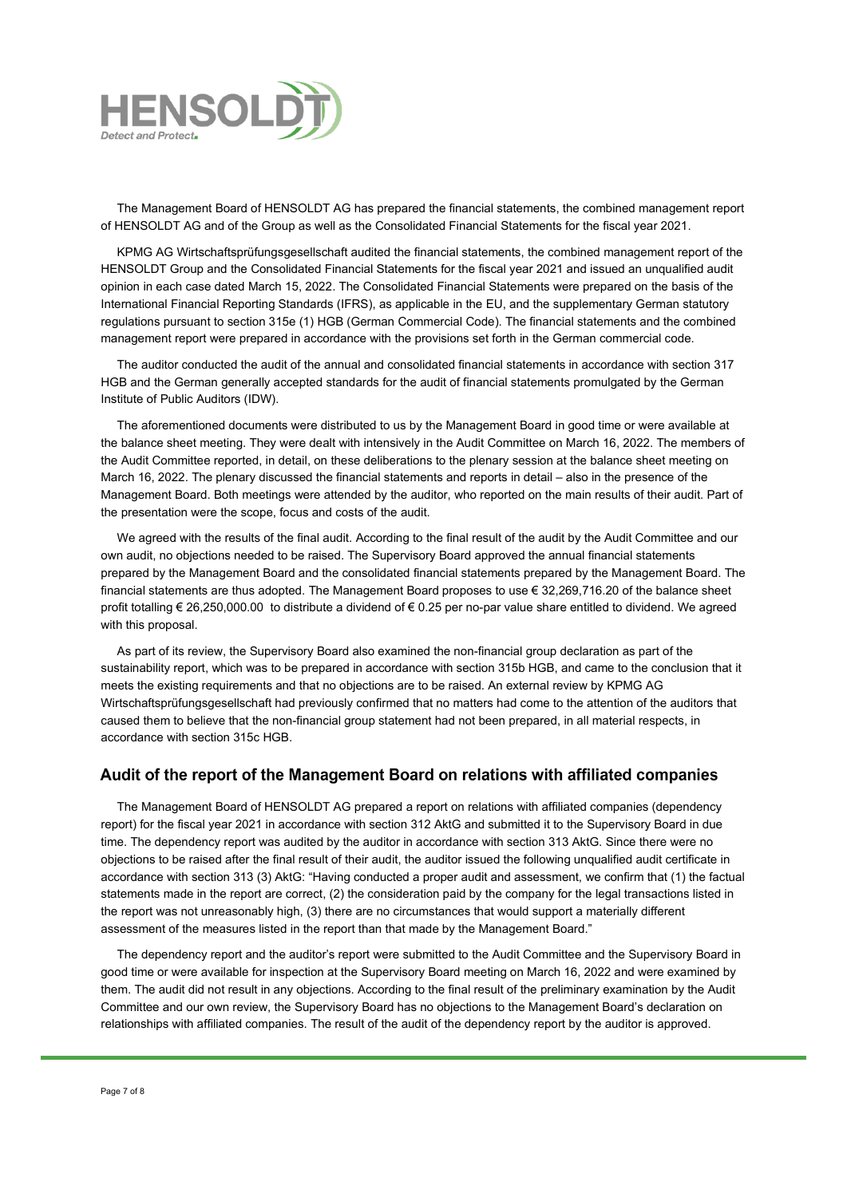The Management Board of HENSOLDT AG has prepared the financial statements, the combined management report of HENSOLDT AG and of the Group as well as the Consolidated Financial Statements for the fiscal year 2021.

KPMG AG Wirtschaftsprüfungsgesellschaft audited the financial statements, the combined management report of the HENSOLDT Group and the Consolidated Financial Statements for the fiscal year 2021 and issued an unqualified audit opinion in each case dated March 15, 2022. The Consolidated Financial Statements were prepared on the basis of the International Financial Reporting Standards (IFRS), as applicable in the EU, and the supplementary German statutory regulations pursuant to section 315e (1) HGB (German Commercial Code). The financial statements and the combined management report were prepared in accordance with the provisions set forth in the German commercial code.

The auditor conducted the audit of the annual and consolidated financial statements in accordance with section 317 HGB and the German generally accepted standards for the audit of financial statements promulgated by the German Institute of Public Auditors (IDW).

The aforementioned documents were distributed to us by the Management Board in good time or were available at the balance sheet meeting. They were dealt with intensively in the Audit Committee on March 16, 2022. The members of the Audit Committee reported, in detail, on these deliberations to the plenary session at the balance sheet meeting on March 16, 2022. The plenary discussed the financial statements and reports in detail – also in the presence of the Management Board. Both meetings were attended by the auditor, who reported on the main results of their audit. Part of the presentation were the scope, focus and costs of the audit.

We agreed with the results of the final audit. According to the final result of the audit by the Audit Committee and our own audit, no objections needed to be raised. The Supervisory Board approved the annual financial statements prepared by the Management Board and the consolidated financial statements prepared by the Management Board. The financial statements are thus adopted. The Management Board proposes to use € 32,269,716.20 of the balance sheet profit totalling € 26,250,000.00 to distribute a dividend of € 0.25 per no-par value share entitled to dividend. We agreed with this proposal.

As part of its review, the Supervisory Board also examined the non-financial group declaration as part of the sustainability report, which was to be prepared in accordance with section 315b HGB, and came to the conclusion that it meets the existing requirements and that no objections are to be raised. An external review by KPMG AG Wirtschaftsprüfungsgesellschaft had previously confirmed that no matters had come to the attention of the auditors that caused them to believe that the non-financial group statement had not been prepared, in all material respects, in accordance with section 315c HGB.

## Audit of the report of the Management Board on relations with affiliated companies

The Management Board of HENSOLDT AG prepared a report on relations with affiliated companies (dependency report) for the fiscal year 2021 in accordance with section 312 AktG and submitted it to the Supervisory Board in due time. The dependency report was audited by the auditor in accordance with section 313 AktG. Since there were no objections to be raised after the final result of their audit, the auditor issued the following unqualified audit certificate in accordance with section 313 (3) AktG: "Having conducted a proper audit and assessment, we confirm that (1) the factual statements made in the report are correct, (2) the consideration paid by the company for the legal transactions listed in the report was not unreasonably high, (3) there are no circumstances that would support a materially different assessment of the measures listed in the report than that made by the Management Board."

The dependency report and the auditor's report were submitted to the Audit Committee and the Supervisory Board in good time or were available for inspection at the Supervisory Board meeting on March 16, 2022 and were examined by them. The audit did not result in any objections. According to the final result of the preliminary examination by the Audit Committee and our own review, the Supervisory Board has no objections to the Management Board's declaration on relationships with affiliated companies. The result of the audit of the dependency report by the auditor is approved.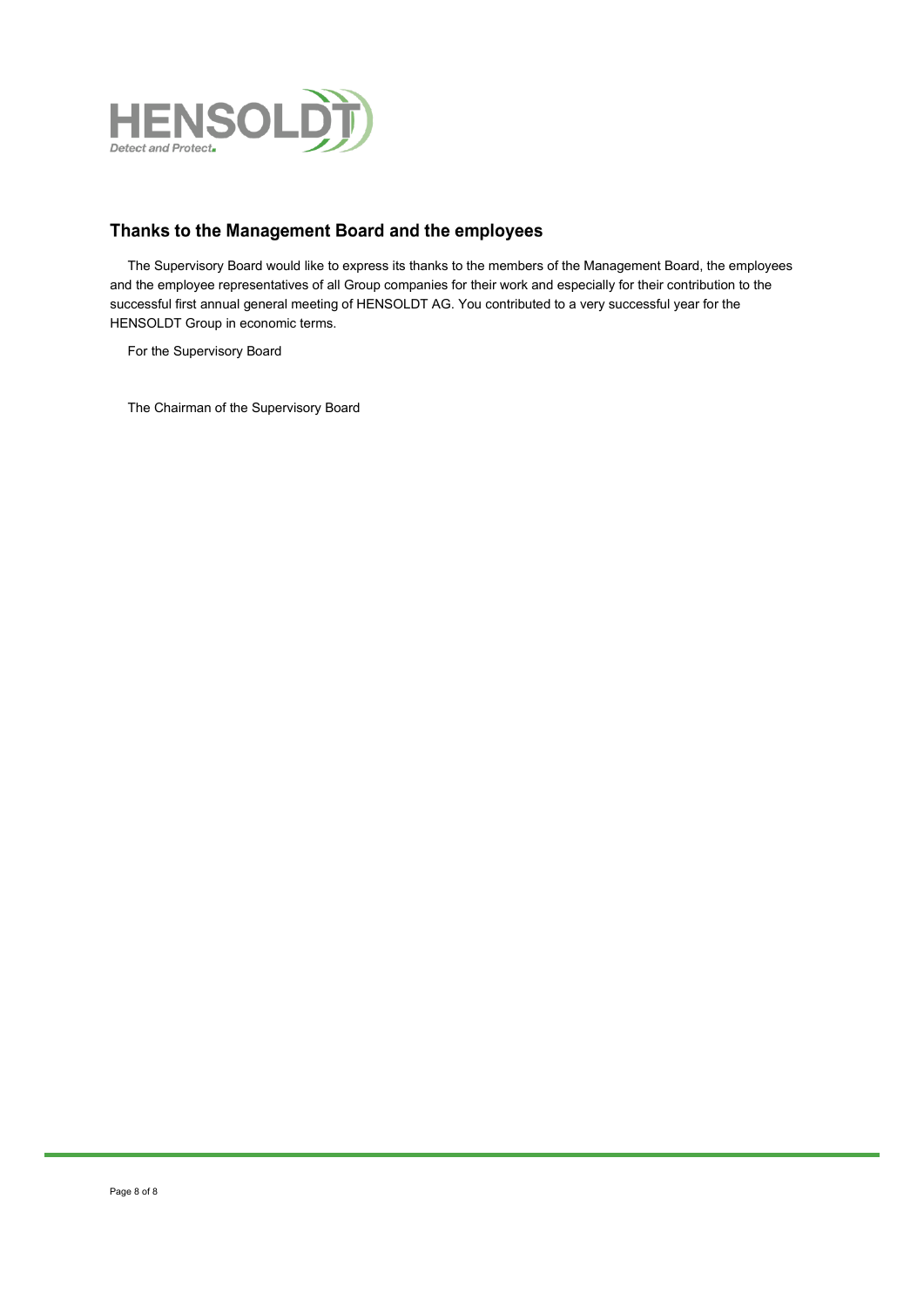## Thanks to the Management Board and the employees

The Supervisory Board would like to express its thanks to the members of the Management Board, the employees and the employee representatives of all Group companies for their work and especially for their contribution to the successful first annual general meeting of HENSOLDT AG. You contributed to a very successful year for the HENSOLDT Group in economic terms.

For the Supervisory Board

The Chairman of the Supervisory Board